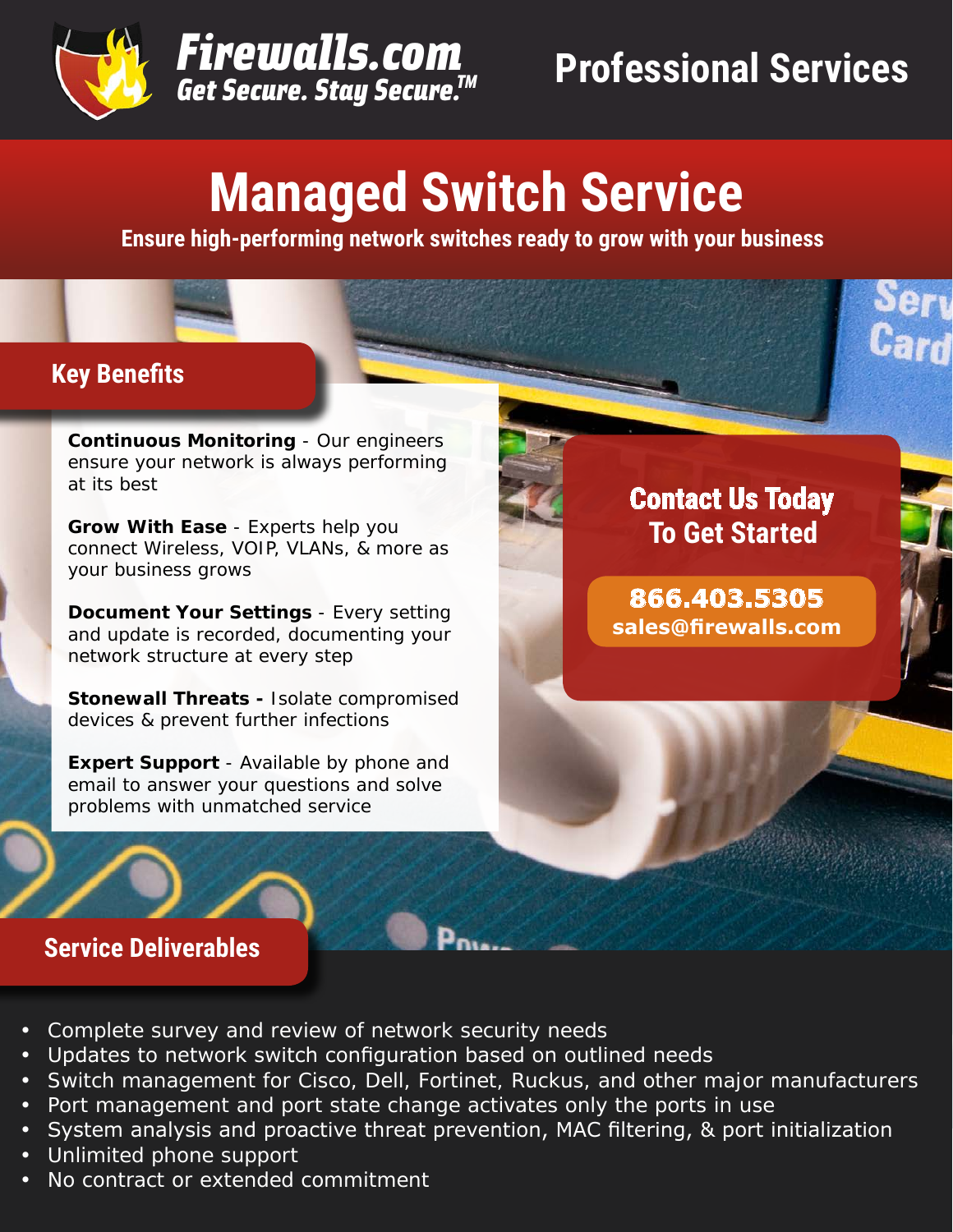**Firewalls.com**
*Get Secure. Stay Secure.™*

**Professional Services**

# Managed Switch Service

**Ensure high-performing network switches ready to grow with your business**

## Key Benefits

**Continuous Monitoring** - Our engineers ensure your network is always performing at its best

**Grow With Ease** - Experts help you connect Wireless, VOIP, VLANs, & more as your business grows

**Document Your Settings** - Every setting and update is recorded, documenting your network structure at every step

**Stonewall Threats -** Isolate compromised devices & prevent further infections

**Expert Support** - Available by phone and email to answer your questions and solve problems with unmatched service

**Contact Us Today To Get Started**

**866.403.5305**
**sales@firewalls.com**

## Service Deliverables

- Complete survey and review of network security needs
- Updates to network switch configuration based on outlined needs
- Switch management for Cisco, Dell, Fortinet, Ruckus, and other major manufacturers
- Port management and port state change activates only the ports in use
- System analysis and proactive threat prevention, MAC filtering, & port initialization
- Unlimited phone support
- No contract or extended commitment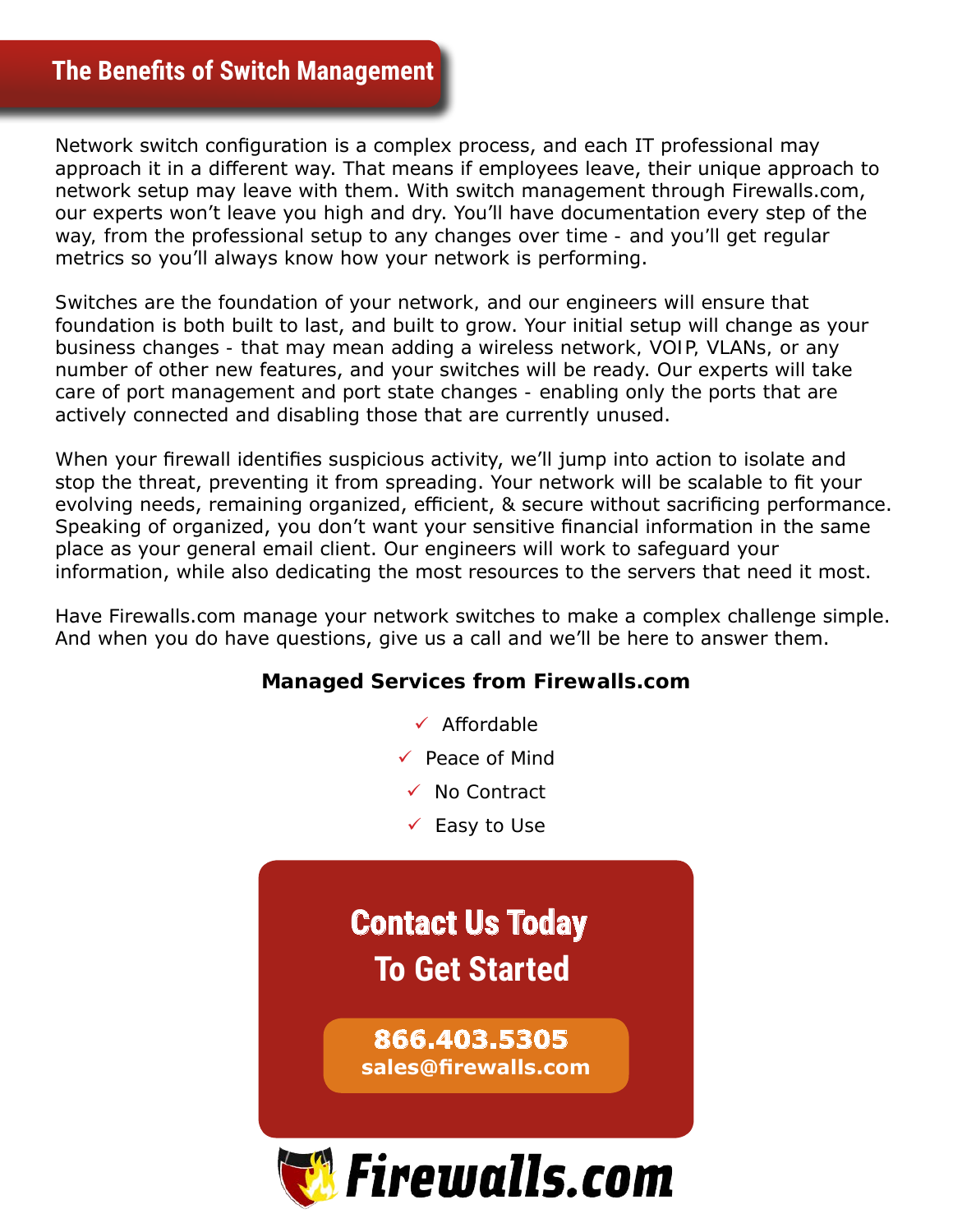## The Benefits of Switch Management

Network switch configuration is a complex process, and each IT professional may approach it in a different way. That means if employees leave, their unique approach to network setup may leave with them. With switch management through Firewalls.com, our experts won't leave you high and dry. You'll have documentation every step of the way, from the professional setup to any changes over time - and you'll get regular metrics so you'll always know how your network is performing.

Switches are the foundation of your network, and our engineers will ensure that foundation is both built to last, and built to grow. Your initial setup will change as your business changes - that may mean adding a wireless network, VOIP, VLANs, or any number of other new features, and your switches will be ready. Our experts will take care of port management and port state changes - enabling only the ports that are actively connected and disabling those that are currently unused.

When your firewall identifies suspicious activity, we'll jump into action to isolate and stop the threat, preventing it from spreading. Your network will be scalable to fit your evolving needs, remaining organized, efficient, & secure without sacrificing performance. Speaking of organized, you don't want your sensitive financial information in the same place as your general email client. Our engineers will work to safeguard your information, while also dedicating the most resources to the servers that need it most.

Have Firewalls.com manage your network switches to make a complex challenge simple. And when you do have questions, give us a call and we'll be here to answer them.

**Managed Services from Firewalls.com**

- ✓ Affordable
- ✓ Peace of Mind
- ✓ No Contract
- ✓ Easy to Use

**Contact Us Today To Get Started**

**866.403.5305**
**sales@firewalls.com**

Firewalls.com